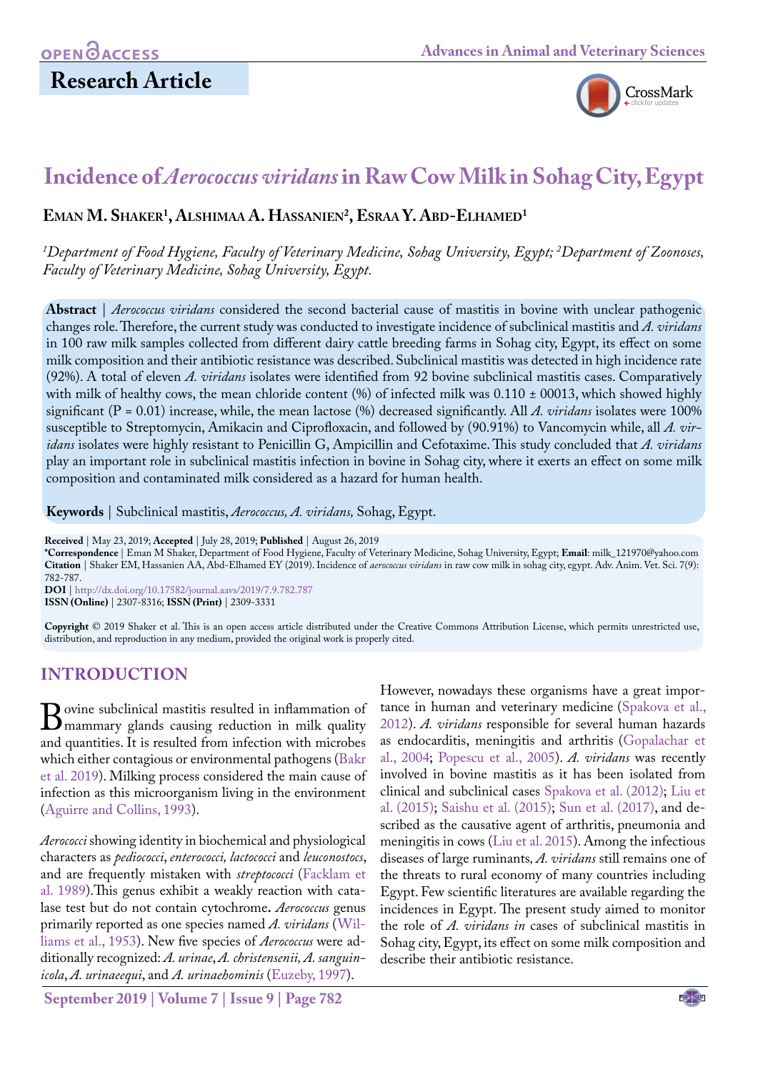Research Article

# Incidence of *Aerococcus viridans* in Raw Cow Milk in Sohag City, Egypt

**Eman M. Shaker**[1], **Alshimaa A. Hassanien**[2], **Esraa Y. Abd-Elhamed**[1]

*[1]Department of Food Hygiene, Faculty of Veterinary Medicine, Sohag University, Egypt; [2]Department of Zoonoses, Faculty of Veterinary Medicine, Sohag University, Egypt.*

**Abstract** | *Aerococcus viridans* considered the second bacterial cause of mastitis in bovine with unclear pathogenic changes role. Therefore, the current study was conducted to investigate incidence of subclinical mastitis and *A. viridans* in 100 raw milk samples collected from different dairy cattle breeding farms in Sohag city, Egypt, its effect on some milk composition and their antibiotic resistance was described. Subclinical mastitis was detected in high incidence rate (92%). A total of eleven *A. viridans* isolates were identified from 92 bovine subclinical mastitis cases. Comparatively with milk of healthy cows, the mean chloride content (%) of infected milk was 0.110 ± 00013, which showed highly significant (P = 0.01) increase, while, the mean lactose (%) decreased significantly. All *A. viridans* isolates were 100% susceptible to Streptomycin, Amikacin and Ciprofloxacin, and followed by (90.91%) to Vancomycin while, all *A. viridans* isolates were highly resistant to Penicillin G, Ampicillin and Cefotaxime. This study concluded that *A. viridans* play an important role in subclinical mastitis infection in bovine in Sohag city, where it exerts an effect on some milk composition and contaminated milk considered as a hazard for human health.

**Keywords** | Subclinical mastitis, *Aerococcus, A. viridans,* Sohag, Egypt.

**Received** | May 23, 2019; **Accepted** | July 28, 2019; **Published** | August 26, 2019
**\*Correspondence** | Eman M Shaker, Department of Food Hygiene, Faculty of Veterinary Medicine, Sohag University, Egypt; **Email**: milk_121970@yahoo.com
**Citation** | Shaker EM, Hassanien AA, Abd-Elhamed EY (2019). Incidence of *aerococcus viridans* in raw cow milk in sohag city, egypt. Adv. Anim. Vet. Sci. 7(9): 782-787.
**DOI** | http://dx.doi.org/10.17582/journal.aavs/2019/7.9.782.787
**ISSN (Online)** | 2307-8316; **ISSN (Print)** | 2309-3331

**Copyright** © 2019 Shaker et al. This is an open access article distributed under the Creative Commons Attribution License, which permits unrestricted use, distribution, and reproduction in any medium, provided the original work is properly cited.

## INTRODUCTION

Bovine subclinical mastitis resulted in inflammation of mammary glands causing reduction in milk quality and quantities. It is resulted from infection with microbes which either contagious or environmental pathogens (Bakr et al. 2019). Milking process considered the main cause of infection as this microorganism living in the environment (Aguirre and Collins, 1993).

*Aerococci* showing identity in biochemical and physiological characters as *pediococci*, *enterococci, lactococci* and *leuconostocs*, and are frequently mistaken with *streptococci* (Facklam et al. 1989).This genus exhibit a weakly reaction with catalase test but do not contain cytochrome**.** *Aerococcus* genus primarily reported as one species named *A. viridans* (Williams et al., 1953). New five species of *Aerococcus* were additionally recognized: *A. urinae*, *A. christensenii, A. sanguinicola*, *A. urinaeequi*, and *A. urinaehominis* (Euzeby, 1997).

However, nowadays these organisms have a great importance in human and veterinary medicine (Spakova et al., 2012). *A. viridans* responsible for several human hazards as endocarditis, meningitis and arthritis (Gopalachar et al., 2004; Popescu et al., 2005). *A. viridans* was recently involved in bovine mastitis as it has been isolated from clinical and subclinical cases Spakova et al. (2012); Liu et al. (2015); Saishu et al. (2015); Sun et al. (2017), and described as the causative agent of arthritis, pneumonia and meningitis in cows (Liu et al. 2015). Among the infectious diseases of large ruminants, *A. viridans* still remains one of the threats to rural economy of many countries including Egypt. Few scientific literatures are available regarding the incidences in Egypt. The present study aimed to monitor the role of *A. viridans in* cases of subclinical mastitis in Sohag city, Egypt, its effect on some milk composition and describe their antibiotic resistance.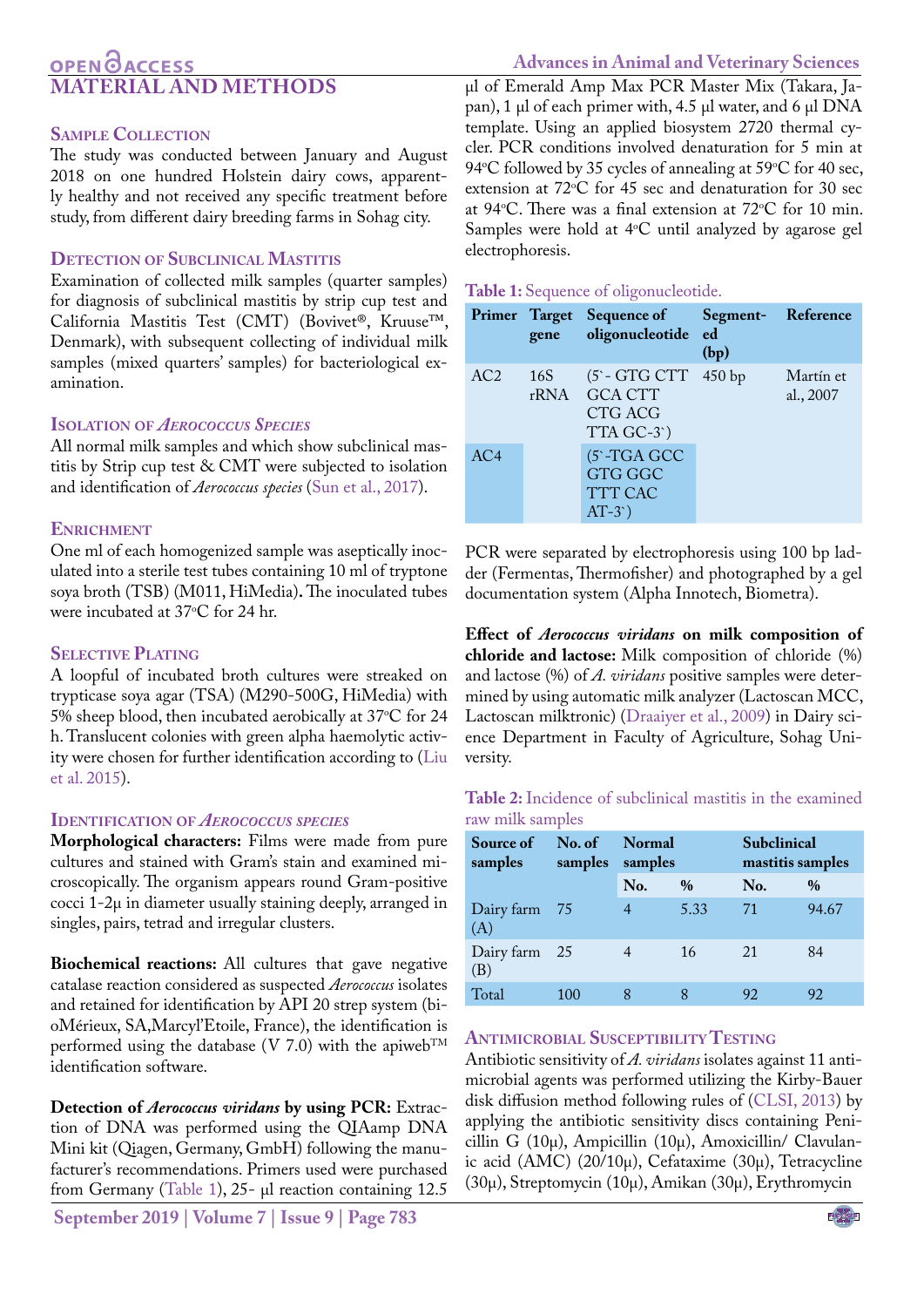## MATERIAL AND METHODS

### Sample Collection

The study was conducted between January and August 2018 on one hundred Holstein dairy cows, apparently healthy and not received any specific treatment before study, from different dairy breeding farms in Sohag city.

### Detection of Subclinical Mastitis

Examination of collected milk samples (quarter samples) for diagnosis of subclinical mastitis by strip cup test and California Mastitis Test (CMT) (Bovivet®, Kruuse™, Denmark), with subsequent collecting of individual milk samples (mixed quarters' samples) for bacteriological examination.

### Isolation of *Aerococcus Species*

All normal milk samples and which show subclinical mastitis by Strip cup test & CMT were subjected to isolation and identification of *Aerococcus species* (Sun et al., 2017).

### Enrichment

One ml of each homogenized sample was aseptically inoculated into a sterile test tubes containing 10 ml of tryptone soya broth (TSB) (M011, HiMedia). The inoculated tubes were incubated at 37°C for 24 hr.

### Selective Plating

A loopful of incubated broth cultures were streaked on trypticase soya agar (TSA) (M290-500G, HiMedia) with 5% sheep blood, then incubated aerobically at 37°C for 24 h. Translucent colonies with green alpha haemolytic activity were chosen for further identification according to (Liu et al. 2015).

### Identification of *Aerococcus species*

**Morphological characters:** Films were made from pure cultures and stained with Gram's stain and examined microscopically. The organism appears round Gram-positive cocci 1-2μ in diameter usually staining deeply, arranged in singles, pairs, tetrad and irregular clusters.

**Biochemical reactions:** All cultures that gave negative catalase reaction considered as suspected *Aerococcus* isolates and retained for identification by API 20 strep system (bioMérieux, SA,Marcyl'Etoile, France), the identification is performed using the database (V 7.0) with the apiweb™ identification software.

**Detection of *Aerococcus viridans* by using PCR:** Extraction of DNA was performed using the QIAamp DNA Mini kit (Qiagen, Germany, GmbH) following the manufacturer's recommendations. Primers used were purchased from Germany (Table 1), 25- µl reaction containing 12.5 µl of Emerald Amp Max PCR Master Mix (Takara, Japan), 1 µl of each primer with, 4.5 µl water, and 6 µl DNA template. Using an applied biosystem 2720 thermal cycler. PCR conditions involved denaturation for 5 min at 94°C followed by 35 cycles of annealing at 59°C for 40 sec, extension at 72°C for 45 sec and denaturation for 30 sec at 94°C. There was a final extension at 72°C for 10 min. Samples were hold at 4°C until analyzed by agarose gel electrophoresis.

**Table 1:** Sequence of oligonucleotide.

| Primer | Target gene | Sequence of oligonucleotide | Segmented (bp) | Reference |
|---|---|---|---|---|
| AC2 | 16S rRNA | (5`- GTG CTT GCA CTT CTG ACG TTA GC-3`) | 450 bp | Martín et al., 2007 |
| AC4 | | (5`-TGA GCC GTG GGC TTT CAC AT-3`) | | |

PCR were separated by electrophoresis using 100 bp ladder (Fermentas, Thermofisher) and photographed by a gel documentation system (Alpha Innotech, Biometra).

**Effect of *Aerococcus viridans* on milk composition of chloride and lactose:** Milk composition of chloride (%) and lactose (%) of *A. viridans* positive samples were determined by using automatic milk analyzer (Lactoscan MCC, Lactoscan milktronic) (Draaiyer et al., 2009) in Dairy science Department in Faculty of Agriculture, Sohag University.

**Table 2:** Incidence of subclinical mastitis in the examined raw milk samples

| Source of samples | No. of samples | Normal samples | | Subclinical mastitis samples | |
|---|---|---|---|---|---|
| | | No. | % | No. | % |
| Dairy farm (A) | 75 | 4 | 5.33 | 71 | 94.67 |
| Dairy farm (B) | 25 | 4 | 16 | 21 | 84 |
| Total | 100 | 8 | 8 | 92 | 92 |

### Antimicrobial Susceptibility Testing

Antibiotic sensitivity of *A. viridans* isolates against 11 antimicrobial agents was performed utilizing the Kirby-Bauer disk diffusion method following rules of (CLSI, 2013) by applying the antibiotic sensitivity discs containing Penicillin G (10µ), Ampicillin (10µ), Amoxicillin/ Clavulanic acid (AMC) (20/10µ), Cefataxime (30µ), Tetracycline (30µ), Streptomycin (10µ), Amikan (30µ), Erythromycin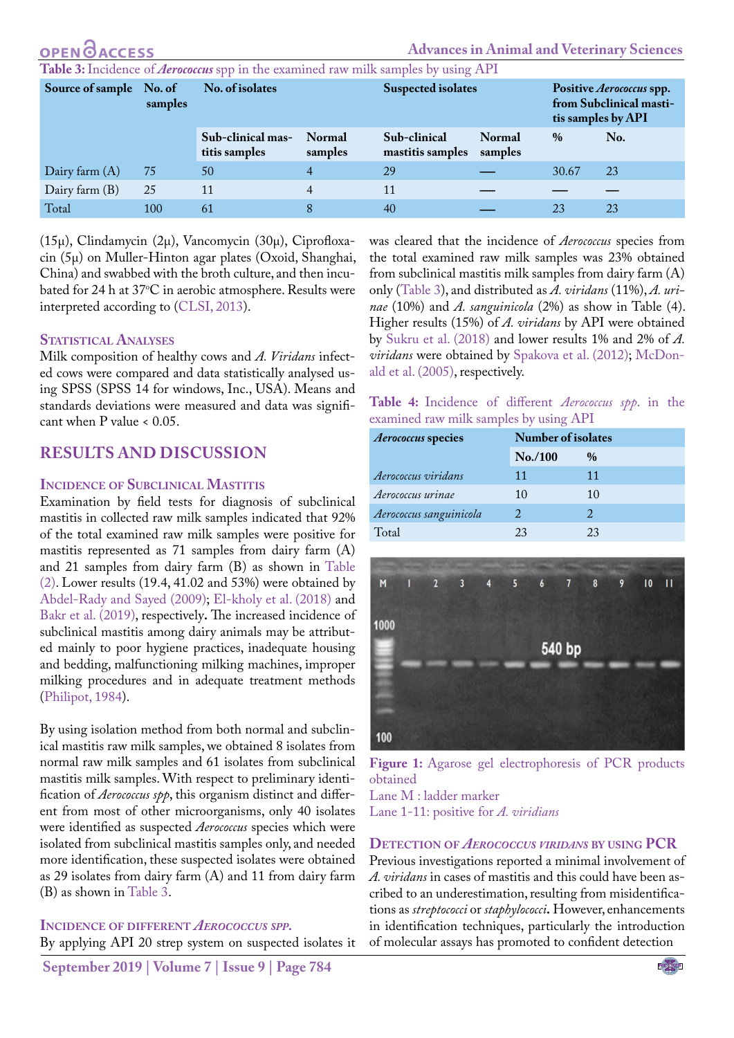**Table 3:** Incidence of *Aerococcus* spp in the examined raw milk samples by using API

| Source of sample | No. of samples | No. of isolates | | Suspected isolates | | Positive *Aerococcus* spp. from Subclinical mastitis samples by API | |
|---|---|---|---|---|---|---|---|
| | | Sub-clinical mastitis samples | Normal samples | Sub-clinical mastitis samples | Normal samples | % | No. |
| Dairy farm (A) | 75 | 50 | 4 | 29 | — | 30.67 | 23 |
| Dairy farm (B) | 25 | 11 | 4 | 11 | — | — | — |
| Total | 100 | 61 | 8 | 40 | — | 23 | 23 |

(15μ), Clindamycin (2μ), Vancomycin (30μ), Ciprofloxacin (5μ) on Muller-Hinton agar plates (Oxoid, Shanghai, China) and swabbed with the broth culture, and then incubated for 24 h at 37°C in aerobic atmosphere. Results were interpreted according to (CLSI, 2013).

### Statistical Analyses

Milk composition of healthy cows and *A. Viridans* infected cows were compared and data statistically analysed using SPSS (SPSS 14 for windows, Inc., USA). Means and standards deviations were measured and data was significant when P value < 0.05.

## RESULTS AND DISCUSSION

### Incidence of Subclinical Mastitis

Examination by field tests for diagnosis of subclinical mastitis in collected raw milk samples indicated that 92% of the total examined raw milk samples were positive for mastitis represented as 71 samples from dairy farm (A) and 21 samples from dairy farm (B) as shown in Table (2). Lower results (19.4, 41.02 and 53%) were obtained by Abdel-Rady and Sayed (2009); El-kholy et al. (2018) and Bakr et al. (2019), respectively**.** The increased incidence of subclinical mastitis among dairy animals may be attributed mainly to poor hygiene practices, inadequate housing and bedding, malfunctioning milking machines, improper milking procedures and in adequate treatment methods (Philipot, 1984).

By using isolation method from both normal and subclinical mastitis raw milk samples, we obtained 8 isolates from normal raw milk samples and 61 isolates from subclinical mastitis milk samples. With respect to preliminary identification of *Aerococcus spp*, this organism distinct and different from most of other microorganisms, only 40 isolates were identified as suspected *Aerococcus* species which were isolated from subclinical mastitis samples only, and needed more identification, these suspected isolates were obtained as 29 isolates from dairy farm (A) and 11 from dairy farm (B) as shown in Table 3.

### Incidence of different *Aerococcus spp.*

By applying API 20 strep system on suspected isolates it was cleared that the incidence of *Aerococcus* species from the total examined raw milk samples was 23% obtained from subclinical mastitis milk samples from dairy farm (A) only (Table 3), and distributed as *A. viridans* (11%), *A. urinae* (10%) and *A. sanguinicola* (2%) as show in Table (4). Higher results (15%) of *A. viridans* by API were obtained by Sukru et al. (2018) and lower results 1% and 2% of *A. viridans* were obtained by Spakova et al. (2012); McDonald et al. (2005), respectively.

**Table 4:** Incidence of different *Aerococcus spp.* in the examined raw milk samples by using API

| *Aerococcus* species | Number of isolates | |
|---|---|---|
| | No./100 | % |
| *Aerococcus viridans* | 11 | 11 |
| *Aerococcus urinae* | 10 | 10 |
| *Aerococcus sanguinicola* | 2 | 2 |
| Total | 23 | 23 |

**Figure 1:** Agarose gel electrophoresis of PCR products obtained
Lane M : ladder marker
Lane 1-11: positive for *A. viridans*

### Detection of *Aerococcus viridans* by using PCR

Previous investigations reported a minimal involvement of *A. viridans* in cases of mastitis and this could have been ascribed to an underestimation, resulting from misidentifications as *streptococci* or *staphylococci***.** However, enhancements in identification techniques, particularly the introduction of molecular assays has promoted to confident detection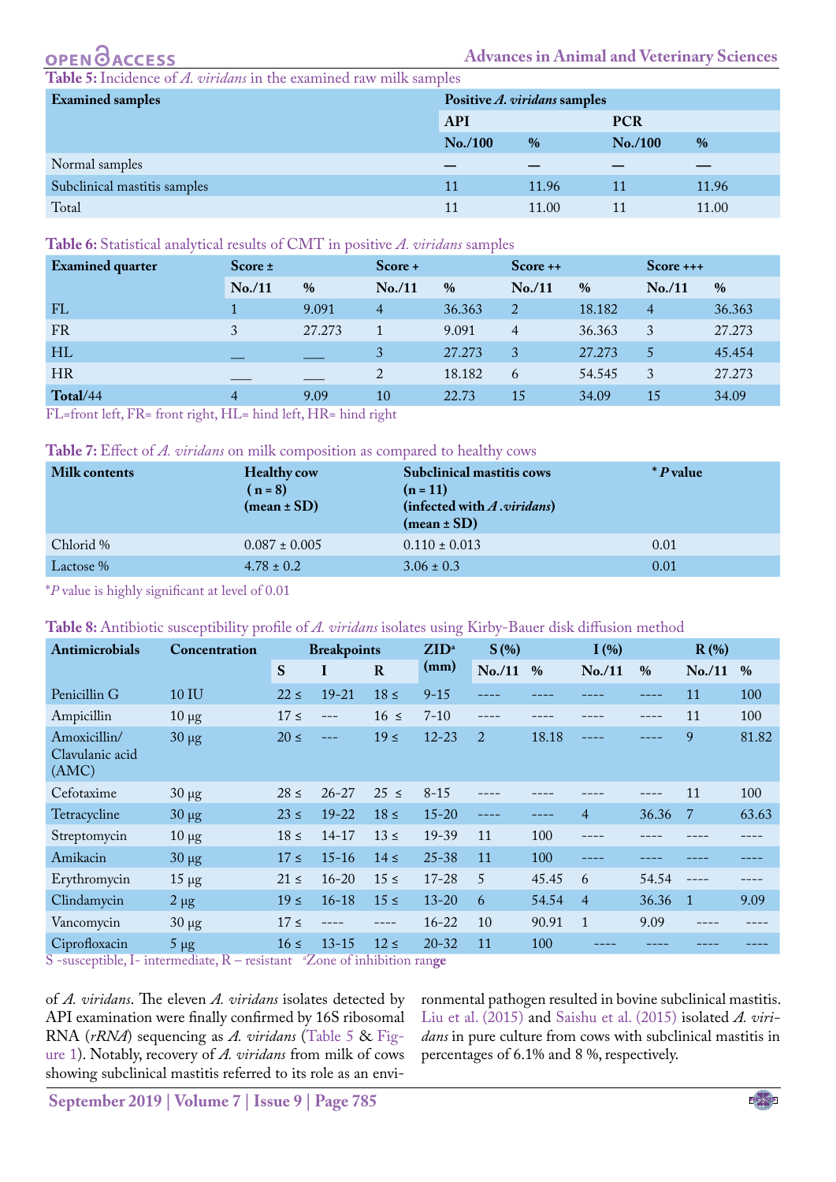**Table 5:** Incidence of *A. viridans* in the examined raw milk samples

| Examined samples | Positive *A. viridans* samples | | | |
|---|---|---|---|---|
| | API | | PCR | |
| | No./100 | % | No./100 | % |
| Normal samples | — | — | — | — |
| Subclinical mastitis samples | 11 | 11.96 | 11 | 11.96 |
| Total | 11 | 11.00 | 11 | 11.00 |

**Table 6:** Statistical analytical results of CMT in positive *A. viridans* samples

| Examined quarter | Score ± | | Score + | | Score ++ | | Score +++ | |
|---|---|---|---|---|---|---|---|---|
| | No./11 | % | No./11 | % | No./11 | % | No./11 | % |
| FL | 1 | 9.091 | 4 | 36.363 | 2 | 18.182 | 4 | 36.363 |
| FR | 3 | 27.273 | 1 | 9.091 | 4 | 36.363 | 3 | 27.273 |
| HL | __ | ___ | 3 | 27.273 | 3 | 27.273 | 5 | 45.454 |
| HR | ___ | ___ | 2 | 18.182 | 6 | 54.545 | 3 | 27.273 |
| **Total**/44 | 4 | 9.09 | 10 | 22.73 | 15 | 34.09 | 15 | 34.09 |

FL=front left, FR= front right, HL= hind left, HR= hind right

**Table 7:** Effect of *A. viridans* on milk composition as compared to healthy cows

| Milk contents | Healthy cow (n = 8) (mean ± SD) | Subclinical mastitis cows (n = 11) (infected with *A .viridans*) (mean ± SD) | * *P* value |
|---|---|---|---|
| Chlorid % | 0.087 ± 0.005 | 0.110 ± 0.013 | 0.01 |
| Lactose % | 4.78 ± 0.2 | 3.06 ± 0.3 | 0.01 |

**P* value is highly significant at level of 0.01

**Table 8:** Antibiotic susceptibility profile of *A. viridans* isolates using Kirby-Bauer disk diffusion method

| Antimicrobials | Concentration | Breakpoints | | | ZID[a] (mm) | S (%) | | I (%) | | R (%) | |
|---|---|---|---|---|---|---|---|---|---|---|---|
| | | S | I | R | | No./11 | % | No./11 | % | No./11 | % |
| Penicillin G | 10 IU | 22 ≤ | 19-21 | 18 ≤ | 9-15 | ---- | ---- | ---- | ---- | 11 | 100 |
| Ampicillin | 10 µg | 17 ≤ | --- | 16 ≤ | 7-10 | ---- | ---- | ---- | ---- | 11 | 100 |
| Amoxicillin/ Clavulanic acid (AMC) | 30 µg | 20 ≤ | --- | 19 ≤ | 12-23 | 2 | 18.18 | ---- | ---- | 9 | 81.82 |
| Cefotaxime | 30 µg | 28 ≤ | 26-27 | 25 ≤ | 8-15 | ---- | ---- | ---- | ---- | 11 | 100 |
| Tetracycline | 30 µg | 23 ≤ | 19-22 | 18 ≤ | 15-20 | ---- | ---- | 4 | 36.36 | 7 | 63.63 |
| Streptomycin | 10 µg | 18 ≤ | 14-17 | 13 ≤ | 19-39 | 11 | 100 | ---- | ---- | ---- | ---- |
| Amikacin | 30 µg | 17 ≤ | 15-16 | 14 ≤ | 25-38 | 11 | 100 | ---- | ---- | ---- | ---- |
| Erythromycin | 15 µg | 21 ≤ | 16-20 | 15 ≤ | 17-28 | 5 | 45.45 | 6 | 54.54 | ---- | ---- |
| Clindamycin | 2 µg | 19 ≤ | 16-18 | 15 ≤ | 13-20 | 6 | 54.54 | 4 | 36.36 | 1 | 9.09 |
| Vancomycin | 30 µg | 17 ≤ | ---- | ---- | 16-22 | 10 | 90.91 | 1 | 9.09 | ---- | ---- |
| Ciprofloxacin | 5 µg | 16 ≤ | 13-15 | 12 ≤ | 20-32 | 11 | 100 | ---- | ---- | ---- | ---- |

S -susceptible, I- intermediate, R – resistant [a]Zone of inhibition range

of *A. viridans*. The eleven *A. viridans* isolates detected by API examination were finally confirmed by 16S ribosomal RNA (*rRNA*) sequencing as *A. viridans* (Table 5 & Figure 1). Notably, recovery of *A. viridans* from milk of cows showing subclinical mastitis referred to its role as an environmental pathogen resulted in bovine subclinical mastitis. Liu et al. (2015) and Saishu et al. (2015) isolated *A. viridans* in pure culture from cows with subclinical mastitis in percentages of 6.1% and 8 %, respectively.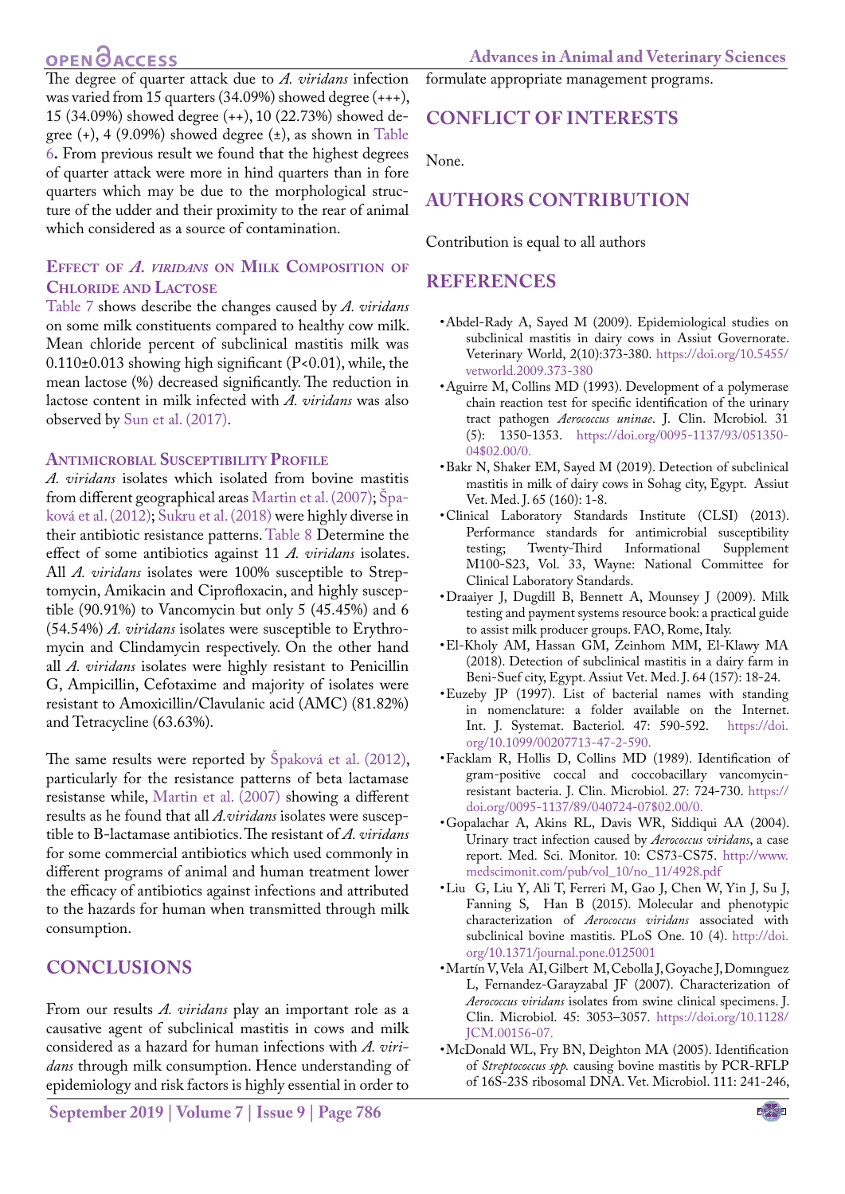The degree of quarter attack due to *A. viridans* infection was varied from 15 quarters (34.09%) showed degree (+++), 15 (34.09%) showed degree (++), 10 (22.73%) showed degree (+), 4 (9.09%) showed degree (±), as shown in Table 6**.** From previous result we found that the highest degrees of quarter attack were more in hind quarters than in fore quarters which may be due to the morphological structure of the udder and their proximity to the rear of animal which considered as a source of contamination.

### Effect of *A. viridans* on Milk Composition of Chloride and Lactose

Table 7 shows describe the changes caused by *A. viridans* on some milk constituents compared to healthy cow milk. Mean chloride percent of subclinical mastitis milk was 0.110±0.013 showing high significant ($P<0.01$), while, the mean lactose (%) decreased significantly. The reduction in lactose content in milk infected with *A. viridans* was also observed by Sun et al. (2017).

### Antimicrobial Susceptibility Profile

*A. viridans* isolates which isolated from bovine mastitis from different geographical areas Martin et al. (2007); Špaková et al. (2012); Sukru et al. (2018) were highly diverse in their antibiotic resistance patterns. Table 8 Determine the effect of some antibiotics against 11 *A. viridans* isolates. All *A. viridans* isolates were 100% susceptible to Streptomycin, Amikacin and Ciprofloxacin, and highly susceptible (90.91%) to Vancomycin but only 5 (45.45%) and 6 (54.54%) *A. viridans* isolates were susceptible to Erythromycin and Clindamycin respectively. On the other hand all *A. viridans* isolates were highly resistant to Penicillin G, Ampicillin, Cefotaxime and majority of isolates were resistant to Amoxicillin/Clavulanic acid (AMC) (81.82%) and Tetracycline (63.63%).

The same results were reported by Špaková et al. (2012), particularly for the resistance patterns of beta lactamase resistanse while, Martin et al. (2007) showing a different results as he found that all *A.viridans* isolates were susceptible to B-lactamase antibiotics. The resistant of *A. viridans* for some commercial antibiotics which used commonly in different programs of animal and human treatment lower the efficacy of antibiotics against infections and attributed to the hazards for human when transmitted through milk consumption.

## CONCLUSIONS

From our results *A. viridans* play an important role as a causative agent of subclinical mastitis in cows and milk considered as a hazard for human infections with *A. viridans* through milk consumption. Hence understanding of epidemiology and risk factors is highly essential in order to formulate appropriate management programs.

## CONFLICT OF INTERESTS

None.

## AUTHORS CONTRIBUTION

Contribution is equal to all authors

## REFERENCES

- Abdel-Rady A, Sayed M (2009). Epidemiological studies on subclinical mastitis in dairy cows in Assiut Governorate. Veterinary World, 2(10):373-380. https://doi.org/10.5455/vetworld.2009.373-380
- Aguirre M, Collins MD (1993). Development of a polymerase chain reaction test for specific identification of the urinary tract pathogen *Aerococcus uninae*. J. Clin. Mcrobiol. 31 (5): 1350-1353. https://doi.org/0095-1137/93/051350-04$02.00/0.
- Bakr N, Shaker EM, Sayed M (2019). Detection of subclinical mastitis in milk of dairy cows in Sohag city, Egypt. Assiut Vet. Med. J. 65 (160): 1-8.
- Clinical Laboratory Standards Institute (CLSI) (2013). Performance standards for antimicrobial susceptibility testing; Twenty-Third Informational Supplement M100-S23, Vol. 33, Wayne: National Committee for Clinical Laboratory Standards.
- Draaiyer J, Dugdill B, Bennett A, Mounsey J (2009). Milk testing and payment systems resource book: a practical guide to assist milk producer groups. FAO, Rome, Italy.
- El-Kholy AM, Hassan GM, Zeinhom MM, El-Klawy MA (2018). Detection of subclinical mastitis in a dairy farm in Beni-Suef city, Egypt. Assiut Vet. Med. J. 64 (157): 18-24.
- Euzeby JP (1997). List of bacterial names with standing in nomenclature: a folder available on the Internet. Int. J. Systemat. Bacteriol. 47: 590-592. https://doi.org/10.1099/00207713-47-2-590.
- Facklam R, Hollis D, Collins MD (1989). Identification of gram-positive coccal and coccobacillary vancomycin-resistant bacteria. J. Clin. Microbiol. 27: 724-730. https://doi.org/0095-1137/89/040724-07$02.00/0.
- Gopalachar A, Akins RL, Davis WR, Siddiqui AA (2004). Urinary tract infection caused by *Aerococcus viridans*, a case report. Med. Sci. Monitor. 10: CS73-CS75. http://www.medscimonit.com/pub/vol_10/no_11/4928.pdf
- Liu G, Liu Y, Ali T, Ferreri M, Gao J, Chen W, Yin J, Su J, Fanning S, Han B (2015). Molecular and phenotypic characterization of *Aerococcus viridans* associated with subclinical bovine mastitis. PLoS One. 10 (4). http://doi.org/10.1371/journal.pone.0125001
- Martín V, Vela AI, Gilbert M, Cebolla J, Goyache J, Domınguez L, Fernandez-Garayzabal JF (2007). Characterization of *Aerococcus viridans* isolates from swine clinical specimens. J. Clin. Microbiol. 45: 3053–3057. https://doi.org/10.1128/JCM.00156-07.
- McDonald WL, Fry BN, Deighton MA (2005). Identification of *Streptococcus spp.* causing bovine mastitis by PCR-RFLP of 16S-23S ribosomal DNA. Vet. Microbiol. 111: 241-246,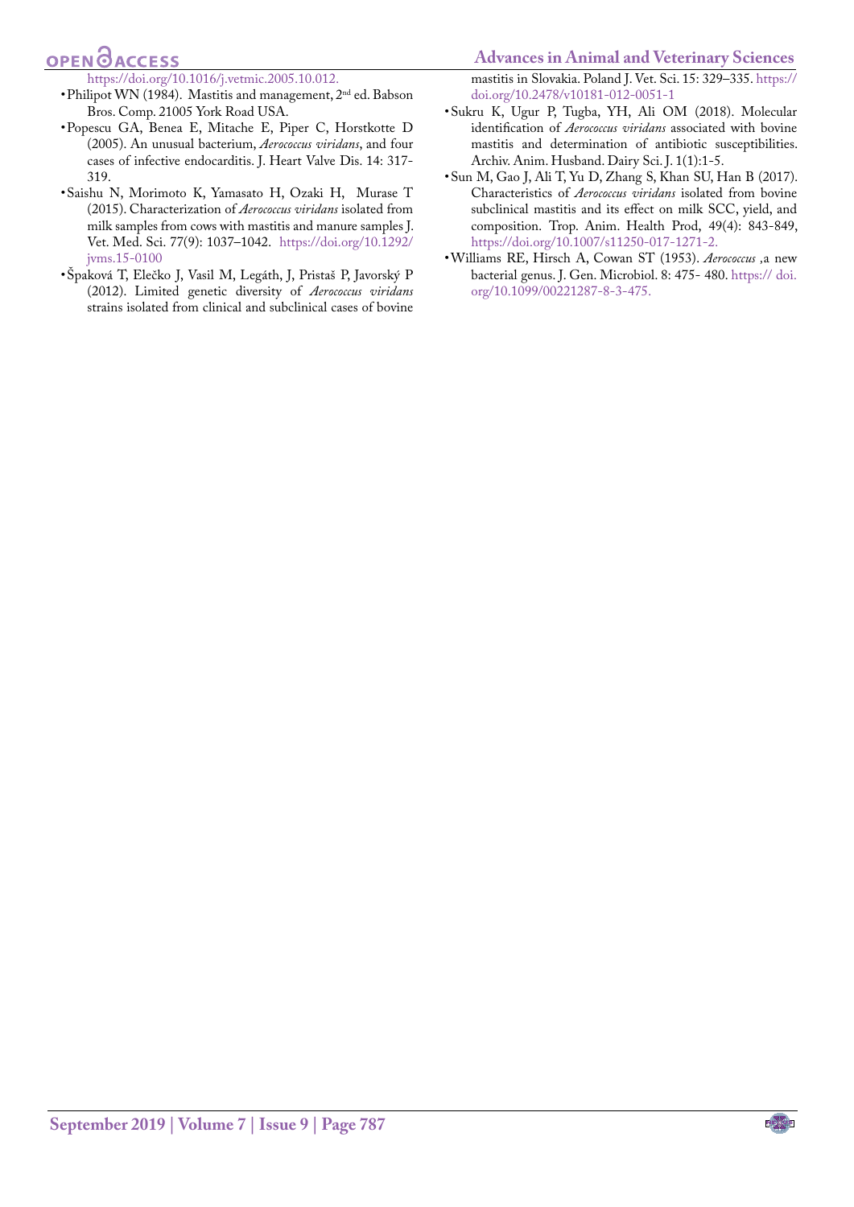https://doi.org/10.1016/j.vetmic.2005.10.012.

- Philipot WN (1984). Mastitis and management, 2nd ed. Babson Bros. Comp. 21005 York Road USA.
- Popescu GA, Benea E, Mitache E, Piper C, Horstkotte D (2005). An unusual bacterium, *Aerococcus viridans*, and four cases of infective endocarditis. J. Heart Valve Dis. 14: 317-319.
- Saishu N, Morimoto K, Yamasato H, Ozaki H, Murase T (2015). Characterization of *Aerococcus viridans* isolated from milk samples from cows with mastitis and manure samples J. Vet. Med. Sci. 77(9): 1037–1042. https://doi.org/10.1292/jvms.15-0100
- Špaková T, Elečko J, Vasil M, Legáth, J, Pristaš P, Javorský P (2012). Limited genetic diversity of *Aerococcus viridans* strains isolated from clinical and subclinical cases of bovine mastitis in Slovakia. Poland J. Vet. Sci. 15: 329–335. https://doi.org/10.2478/v10181-012-0051-1
- Sukru K, Ugur P, Tugba, YH, Ali OM (2018). Molecular identification of *Aerococcus viridans* associated with bovine mastitis and determination of antibiotic susceptibilities. Archiv. Anim. Husband. Dairy Sci. J. 1(1):1-5.
- Sun M, Gao J, Ali T, Yu D, Zhang S, Khan SU, Han B (2017). Characteristics of *Aerococcus viridans* isolated from bovine subclinical mastitis and its effect on milk SCC, yield, and composition. Trop. Anim. Health Prod, 49(4): 843-849, https://doi.org/10.1007/s11250-017-1271-2.
- Williams RE, Hirsch A, Cowan ST (1953). *Aerococcus* ,a new bacterial genus. J. Gen. Microbiol. 8: 475- 480. https:// doi.org/10.1099/00221287-8-3-475.